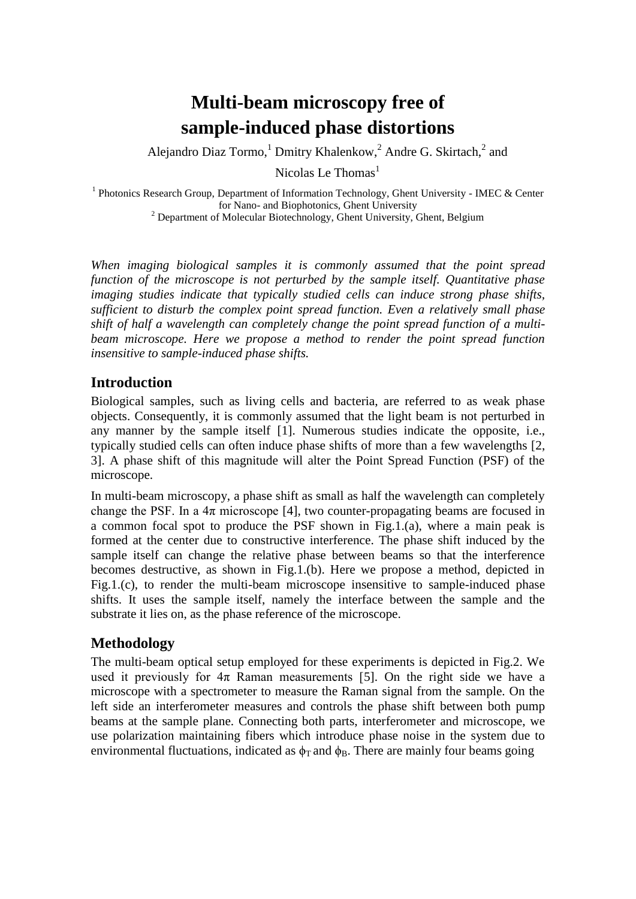# Multi-beam microscopy free of sample-induced phase distortions

Alejandro Diaz Tormo,[1] Dmitry Khalenkow,[2] Andre G. Skirtach,[2] and Nicolas Le Thomas[1]

[1] Photonics Research Group, Department of Information Technology, Ghent University - IMEC & Center for Nano- and Biophotonics, Ghent University
[2] Department of Molecular Biotechnology, Ghent University, Ghent, Belgium

*When imaging biological samples it is commonly assumed that the point spread function of the microscope is not perturbed by the sample itself. Quantitative phase imaging studies indicate that typically studied cells can induce strong phase shifts, sufficient to disturb the complex point spread function. Even a relatively small phase shift of half a wavelength can completely change the point spread function of a multi-beam microscope. Here we propose a method to render the point spread function insensitive to sample-induced phase shifts.*

## Introduction

Biological samples, such as living cells and bacteria, are referred to as weak phase objects. Consequently, it is commonly assumed that the light beam is not perturbed in any manner by the sample itself [1]. Numerous studies indicate the opposite, i.e., typically studied cells can often induce phase shifts of more than a few wavelengths [2, 3]. A phase shift of this magnitude will alter the Point Spread Function (PSF) of the microscope.

In multi-beam microscopy, a phase shift as small as half the wavelength can completely change the PSF. In a $4\pi$ microscope [4], two counter-propagating beams are focused in a common focal spot to produce the PSF shown in Fig.1.(a), where a main peak is formed at the center due to constructive interference. The phase shift induced by the sample itself can change the relative phase between beams so that the interference becomes destructive, as shown in Fig.1.(b). Here we propose a method, depicted in Fig.1.(c), to render the multi-beam microscope insensitive to sample-induced phase shifts. It uses the sample itself, namely the interface between the sample and the substrate it lies on, as the phase reference of the microscope.

## Methodology

The multi-beam optical setup employed for these experiments is depicted in Fig.2. We used it previously for $4\pi$ Raman measurements [5]. On the right side we have a microscope with a spectrometer to measure the Raman signal from the sample. On the left side an interferometer measures and controls the phase shift between both pump beams at the sample plane. Connecting both parts, interferometer and microscope, we use polarization maintaining fibers which introduce phase noise in the system due to environmental fluctuations, indicated as $\phi_T$ and $\phi_B$. There are mainly four beams going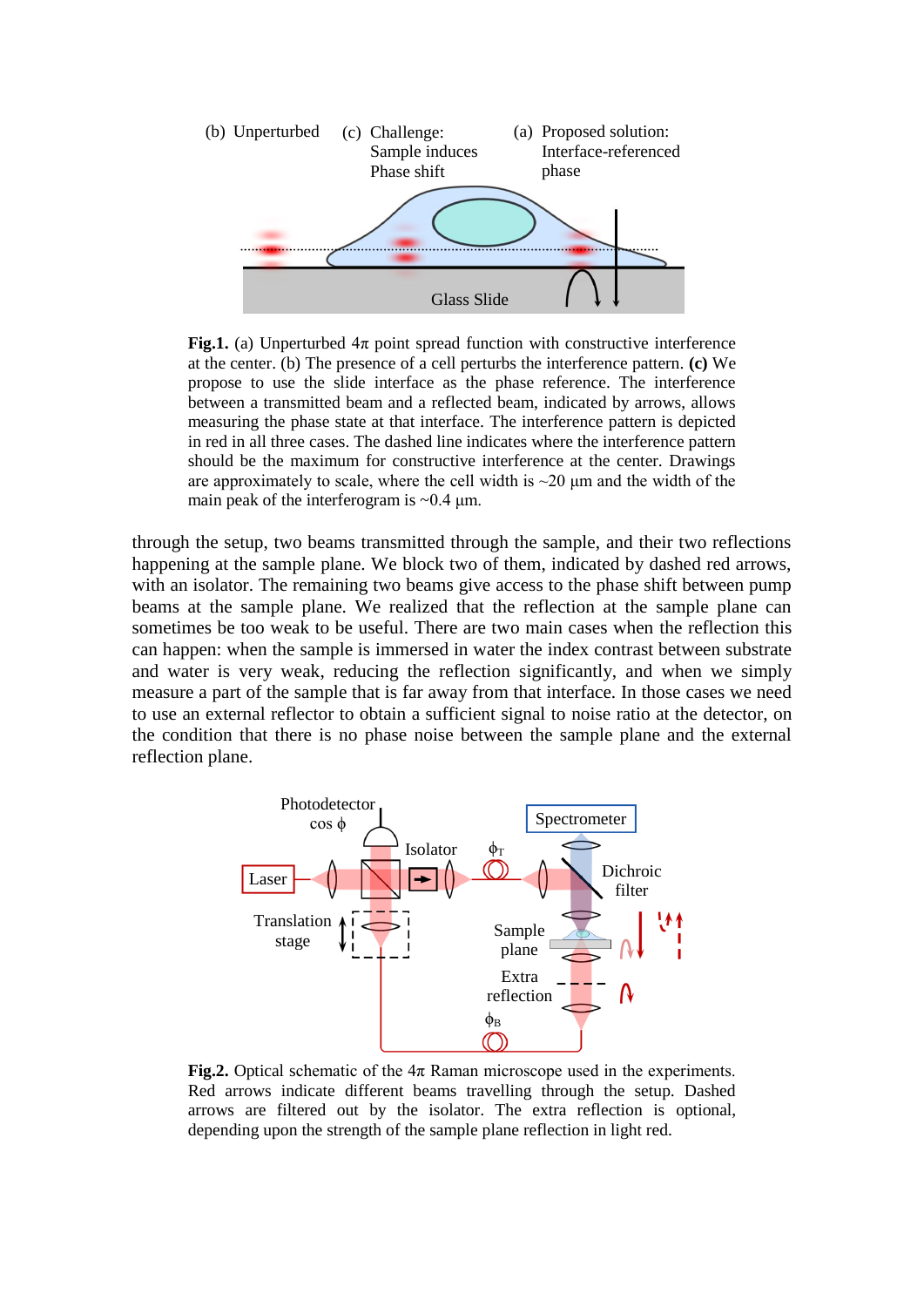**Fig.1.** (a) Unperturbed 4π point spread function with constructive interference at the center. (b) The presence of a cell perturbs the interference pattern. **(c)** We propose to use the slide interface as the phase reference. The interference between a transmitted beam and a reflected beam, indicated by arrows, allows measuring the phase state at that interface. The interference pattern is depicted in red in all three cases. The dashed line indicates where the interference pattern should be the maximum for constructive interference at the center. Drawings are approximately to scale, where the cell width is ~20 μm and the width of the main peak of the interferogram is ~0.4 μm.

through the setup, two beams transmitted through the sample, and their two reflections happening at the sample plane. We block two of them, indicated by dashed red arrows, with an isolator. The remaining two beams give access to the phase shift between pump beams at the sample plane. We realized that the reflection at the sample plane can sometimes be too weak to be useful. There are two main cases when the reflection this can happen: when the sample is immersed in water the index contrast between substrate and water is very weak, reducing the reflection significantly, and when we simply measure a part of the sample that is far away from that interface. In those cases we need to use an external reflector to obtain a sufficient signal to noise ratio at the detector, on the condition that there is no phase noise between the sample plane and the external reflection plane.

**Fig.2.** Optical schematic of the 4π Raman microscope used in the experiments. Red arrows indicate different beams travelling through the setup. Dashed arrows are filtered out by the isolator. The extra reflection is optional, depending upon the strength of the sample plane reflection in light red.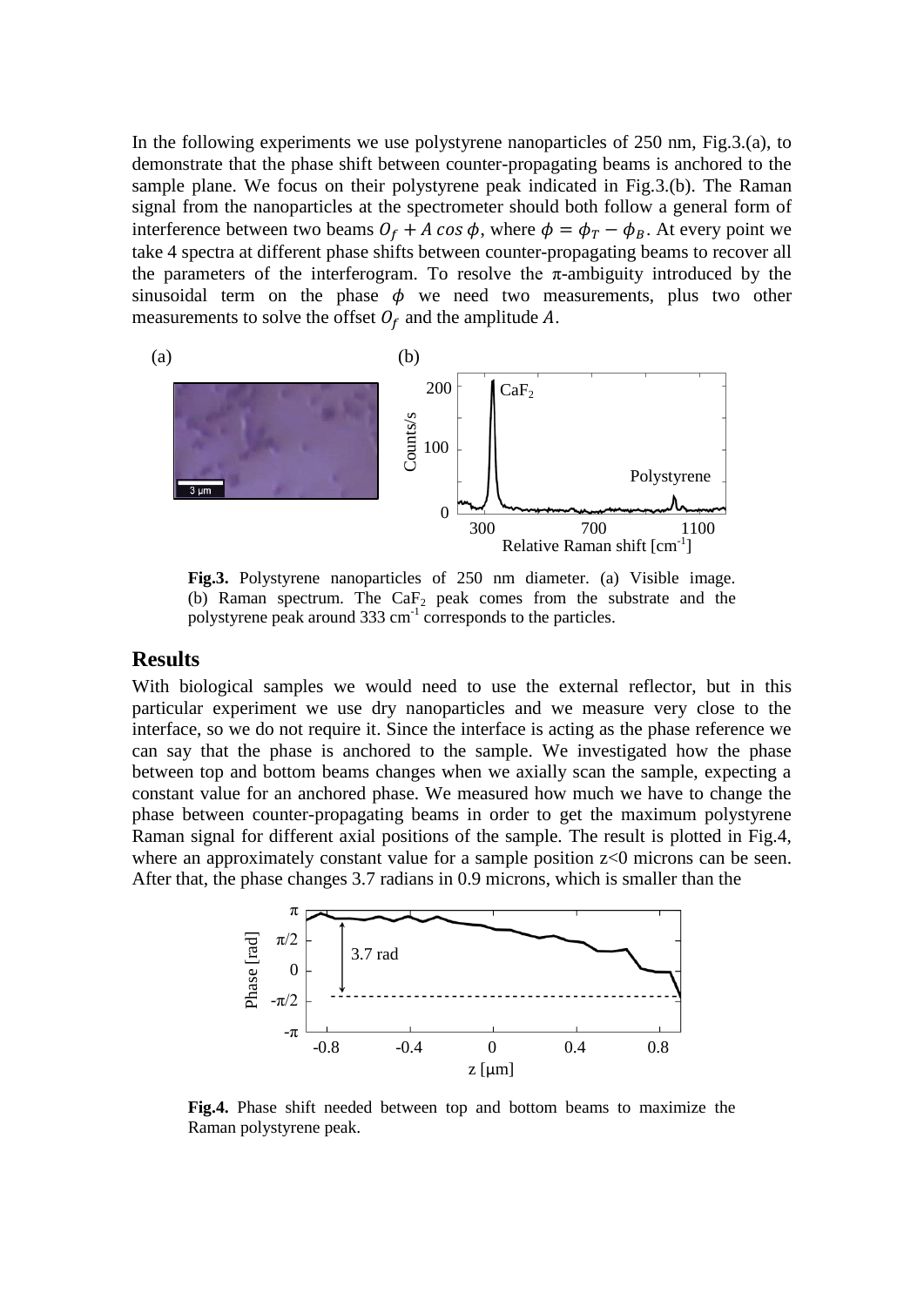In the following experiments we use polystyrene nanoparticles of 250 nm, Fig.3.(a), to demonstrate that the phase shift between counter-propagating beams is anchored to the sample plane. We focus on their polystyrene peak indicated in Fig.3.(b). The Raman signal from the nanoparticles at the spectrometer should both follow a general form of interference between two beams $O_f + A\cos\phi$, where $\phi = \phi_T - \phi_B$. At every point we take 4 spectra at different phase shifts between counter-propagating beams to recover all the parameters of the interferogram. To resolve the π-ambiguity introduced by the sinusoidal term on the phase $\phi$ we need two measurements, plus two other measurements to solve the offset $O_f$ and the amplitude $A$.

**Fig.3.** Polystyrene nanoparticles of 250 nm diameter. (a) Visible image. (b) Raman spectrum. The $CaF_2$ peak comes from the substrate and the polystyrene peak around 333 $cm^{-1}$ corresponds to the particles.

## Results

With biological samples we would need to use the external reflector, but in this particular experiment we use dry nanoparticles and we measure very close to the interface, so we do not require it. Since the interface is acting as the phase reference we can say that the phase is anchored to the sample. We investigated how the phase between top and bottom beams changes when we axially scan the sample, expecting a constant value for an anchored phase. We measured how much we have to change the phase between counter-propagating beams in order to get the maximum polystyrene Raman signal for different axial positions of the sample. The result is plotted in Fig.4, where an approximately constant value for a sample position z<0 microns can be seen. After that, the phase changes 3.7 radians in 0.9 microns, which is smaller than the

**Fig.4.** Phase shift needed between top and bottom beams to maximize the Raman polystyrene peak.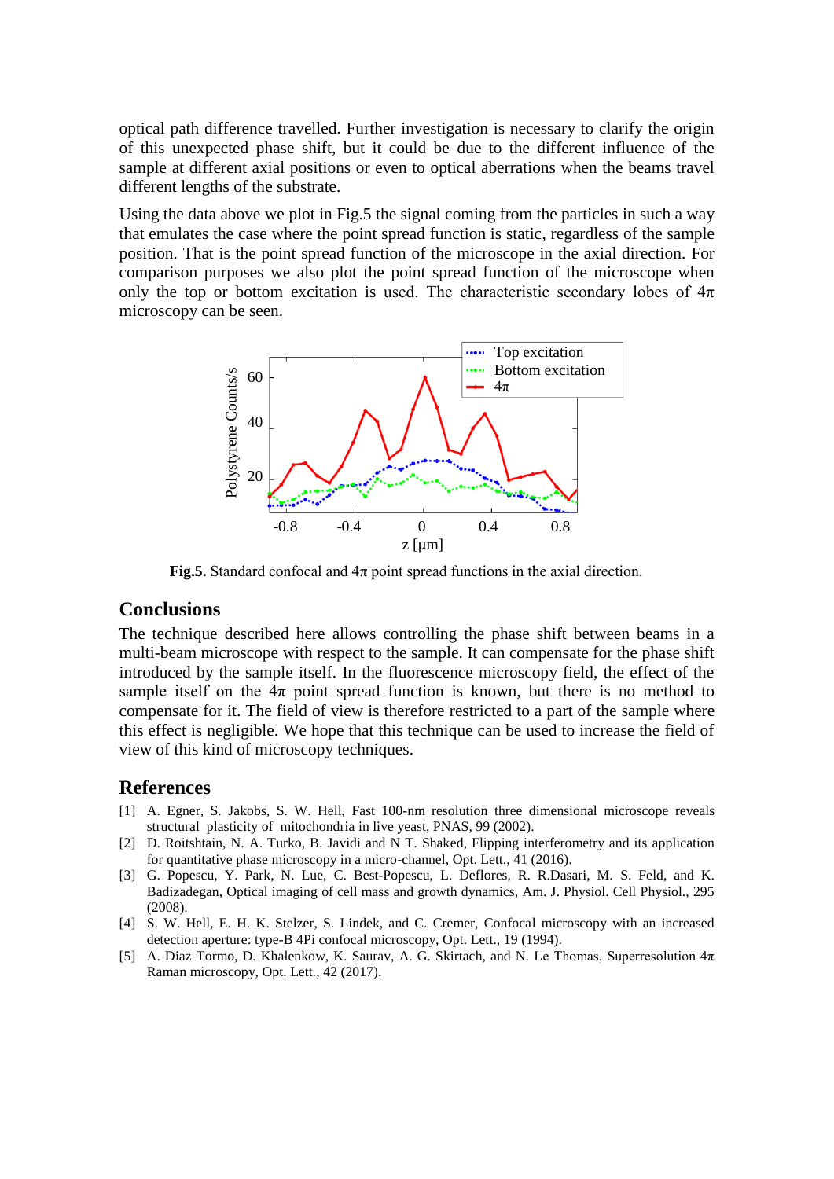optical path difference travelled. Further investigation is necessary to clarify the origin of this unexpected phase shift, but it could be due to the different influence of the sample at different axial positions or even to optical aberrations when the beams travel different lengths of the substrate.

Using the data above we plot in Fig.5 the signal coming from the particles in such a way that emulates the case where the point spread function is static, regardless of the sample position. That is the point spread function of the microscope in the axial direction. For comparison purposes we also plot the point spread function of the microscope when only the top or bottom excitation is used. The characteristic secondary lobes of 4π microscopy can be seen.

Top excitation
Bottom excitation
4π
Polystyrene Counts/s
60
40
20
-0.8
-0.4
0
0.4
0.8
z [μm]

**Fig.5.** Standard confocal and 4π point spread functions in the axial direction.

## Conclusions

The technique described here allows controlling the phase shift between beams in a multi-beam microscope with respect to the sample. It can compensate for the phase shift introduced by the sample itself. In the fluorescence microscopy field, the effect of the sample itself on the 4π point spread function is known, but there is no method to compensate for it. The field of view is therefore restricted to a part of the sample where this effect is negligible. We hope that this technique can be used to increase the field of view of this kind of microscopy techniques.

## References

[1] A. Egner, S. Jakobs, S. W. Hell, Fast 100-nm resolution three dimensional microscope reveals structural plasticity of mitochondria in live yeast, PNAS, 99 (2002).

[2] D. Roitshtain, N. A. Turko, B. Javidi and N T. Shaked, Flipping interferometry and its application for quantitative phase microscopy in a micro-channel, Opt. Lett., 41 (2016).

[3] G. Popescu, Y. Park, N. Lue, C. Best-Popescu, L. Deflores, R. R.Dasari, M. S. Feld, and K. Badizadegan, Optical imaging of cell mass and growth dynamics, Am. J. Physiol. Cell Physiol., 295 (2008).

[4] S. W. Hell, E. H. K. Stelzer, S. Lindek, and C. Cremer, Confocal microscopy with an increased detection aperture: type-B 4Pi confocal microscopy, Opt. Lett., 19 (1994).

[5] A. Diaz Tormo, D. Khalenkow, K. Saurav, A. G. Skirtach, and N. Le Thomas, Superresolution 4π Raman microscopy, Opt. Lett., 42 (2017).